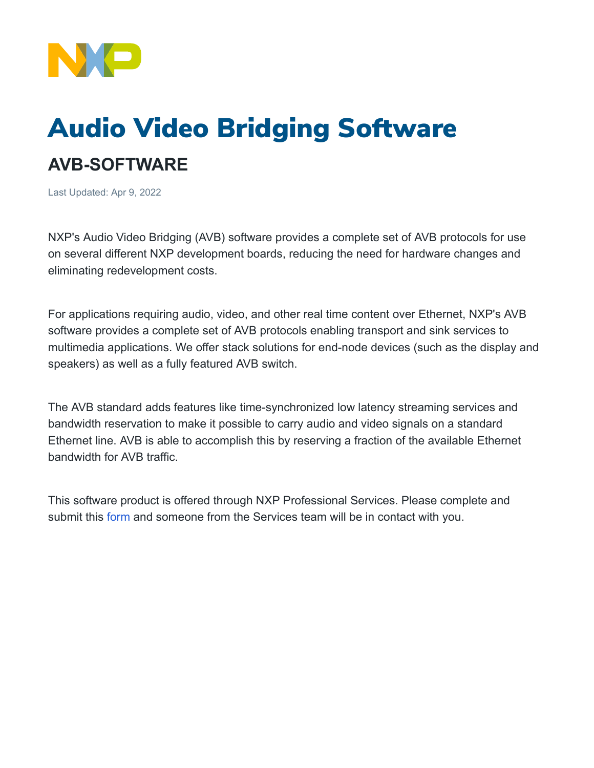# Audio Video Bridging Software

## AVB-SOFTWARE

Last Updated: Apr 9, 2022

NXP's Audio Video Bridging (AVB) software provides a complete set of AVB protocols for use on several different NXP development boards, reducing the need for hardware changes and eliminating redevelopment costs.

For applications requiring audio, video, and other real time content over Ethernet, NXP's AVB software provides a complete set of AVB protocols enabling transport and sink services to multimedia applications. We offer stack solutions for end-node devices (such as the display and speakers) as well as a fully featured AVB switch.

The AVB standard adds features like time-synchronized low latency streaming services and bandwidth reservation to make it possible to carry audio and video signals on a standard Ethernet line. AVB is able to accomplish this by reserving a fraction of the available Ethernet bandwidth for AVB traffic.

This software product is offered through NXP Professional Services. Please complete and submit this form and someone from the Services team will be in contact with you.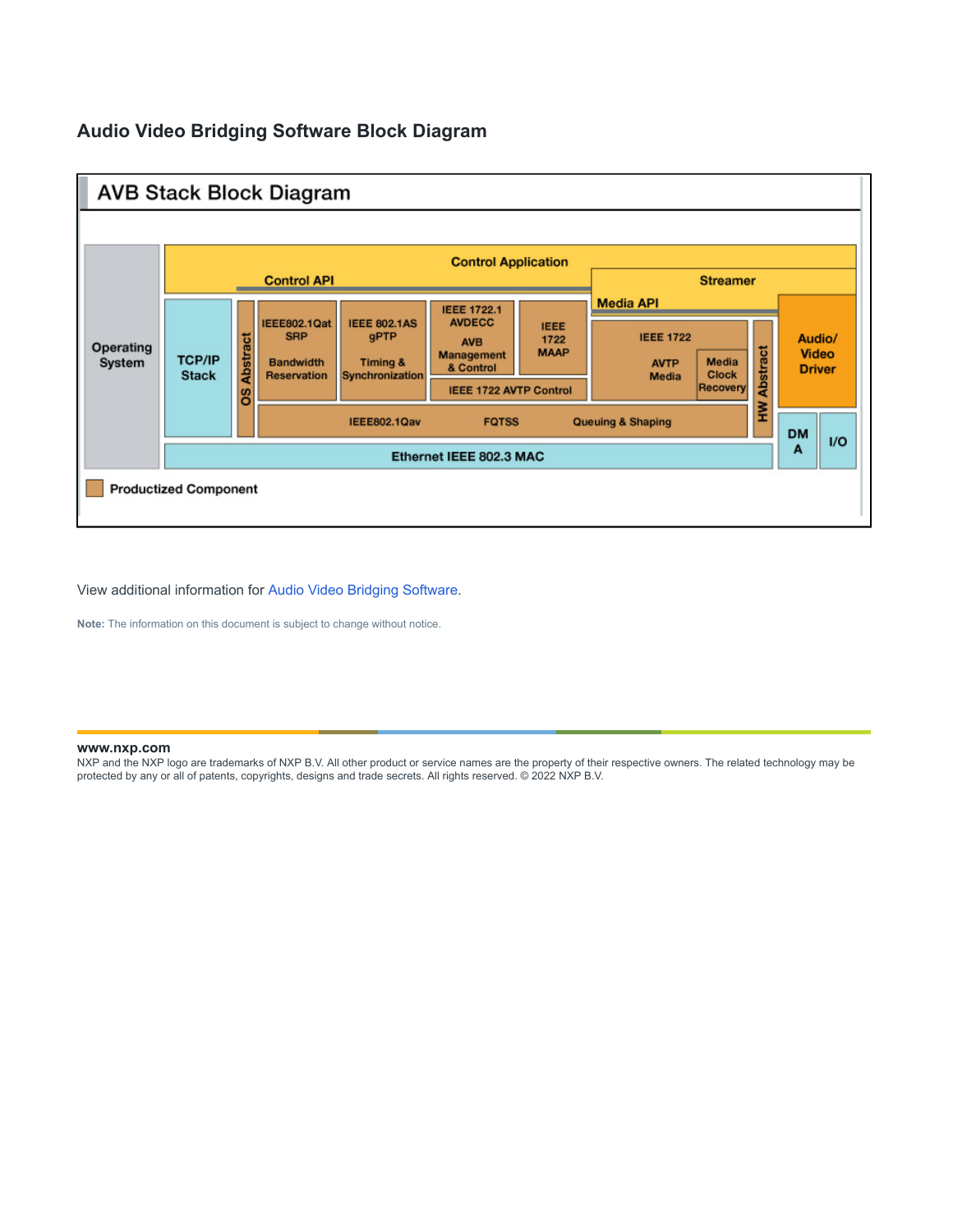## Audio Video Bridging Software Block Diagram

AVB Stack Block Diagram

Control Application
Control API
Streamer
Media API
Operating System
TCP/IP Stack
OS Abstract
IEEE802.1Qat SRP
Bandwidth Reservation
IEEE 802.1AS gPTP
Timing & Synchronization
IEEE 1722.1 AVDECC
AVB Management & Control
IEEE 1722 MAAP
IEEE 1722 AVTP Control
IEEE 1722
AVTP Media
Media Clock Recovery
HW Abstract
Audio/ Video Driver
IEEE802.1Qav
FQTSS
Queuing & Shaping
DMA
I/O
Ethernet IEEE 802.3 MAC
Productized Component

View additional information for Audio Video Bridging Software.

**Note:** The information on this document is subject to change without notice.

**www.nxp.com**
NXP and the NXP logo are trademarks of NXP B.V. All other product or service names are the property of their respective owners. The related technology may be protected by any or all of patents, copyrights, designs and trade secrets. All rights reserved. © 2022 NXP B.V.